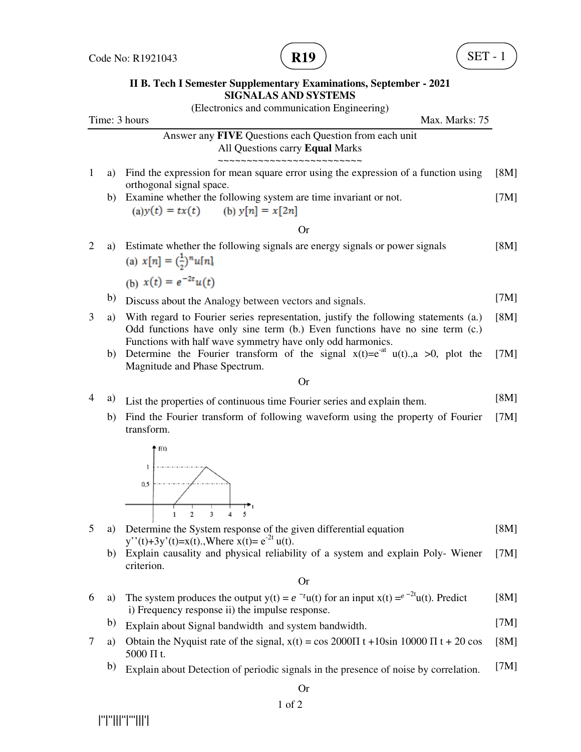Code No: R1921043

**R19**

SET - 1

## II B. Tech I Semester Supplementary Examinations, September - 2021
## SIGNALAS AND SYSTEMS
(Electronics and communication Engineering)

Time: 3 hours | Max. Marks: 75

Answer any **FIVE** Questions each Question from each unit
All Questions carry **Equal** Marks
~~~~~~~~~~~~~~~~~~~~~~~~~~

1 a) Find the expression for mean square error using the expression of a function using orthogonal signal space. [8M]

b) Examine whether the following system are time invariant or not. [7M]
(a) $y(t) = tx(t)$ (b) $y[n] = x[2n]$

Or

2 a) Estimate whether the following signals are energy signals or power signals [8M]
(a) $x[n] = (\frac{1}{2})^n u[n]$
(b) $x(t) = e^{-2t}u(t)$

b) Discuss about the Analogy between vectors and signals. [7M]

3 a) With regard to Fourier series representation, justify the following statements (a.) Odd functions have only sine term (b.) Even functions have no sine term (c.) Functions with half wave symmetry have only odd harmonics. [8M]

b) Determine the Fourier transform of the signal $x(t)=e^{-at}$ u(t).,a >0, plot the Magnitude and Phase Spectrum. [7M]

Or

4 a) List the properties of continuous time Fourier series and explain them. [8M]

b) Find the Fourier transform of following waveform using the property of Fourier transform. [7M]

(Figure: f(t) vs t — rises linearly from 0 at t = 1 to 1 at t ≈ 2.7, decreases to 0.5 at t = 4, then drops to 0; axis marks 0.5, 1 on f(t) and 1, 2, 3, 4, 5 on t)

5 a) Determine the System response of the given differential equation $y''(t)+3y'(t)=x(t)$.,Where $x(t)= e^{-2t}$ u(t). [8M]

b) Explain causality and physical reliability of a system and explain Poly- Wiener criterion. [7M]

Or

6 a) The system produces the output $y(t) = e^{-t}u(t)$ for an input $x(t) = e^{-2t}u(t)$. Predict [8M]
i) Frequency response ii) the impulse response.

b) Explain about Signal bandwidth and system bandwidth. [7M]

7 a) Obtain the Nyquist rate of the signal, $x(t) = \cos 2000\Pi t + 10\sin 10000 \Pi t + 20 \cos 5000 \Pi t$. [8M]

b) Explain about Detection of periodic signals in the presence of noise by correlation. [7M]

Or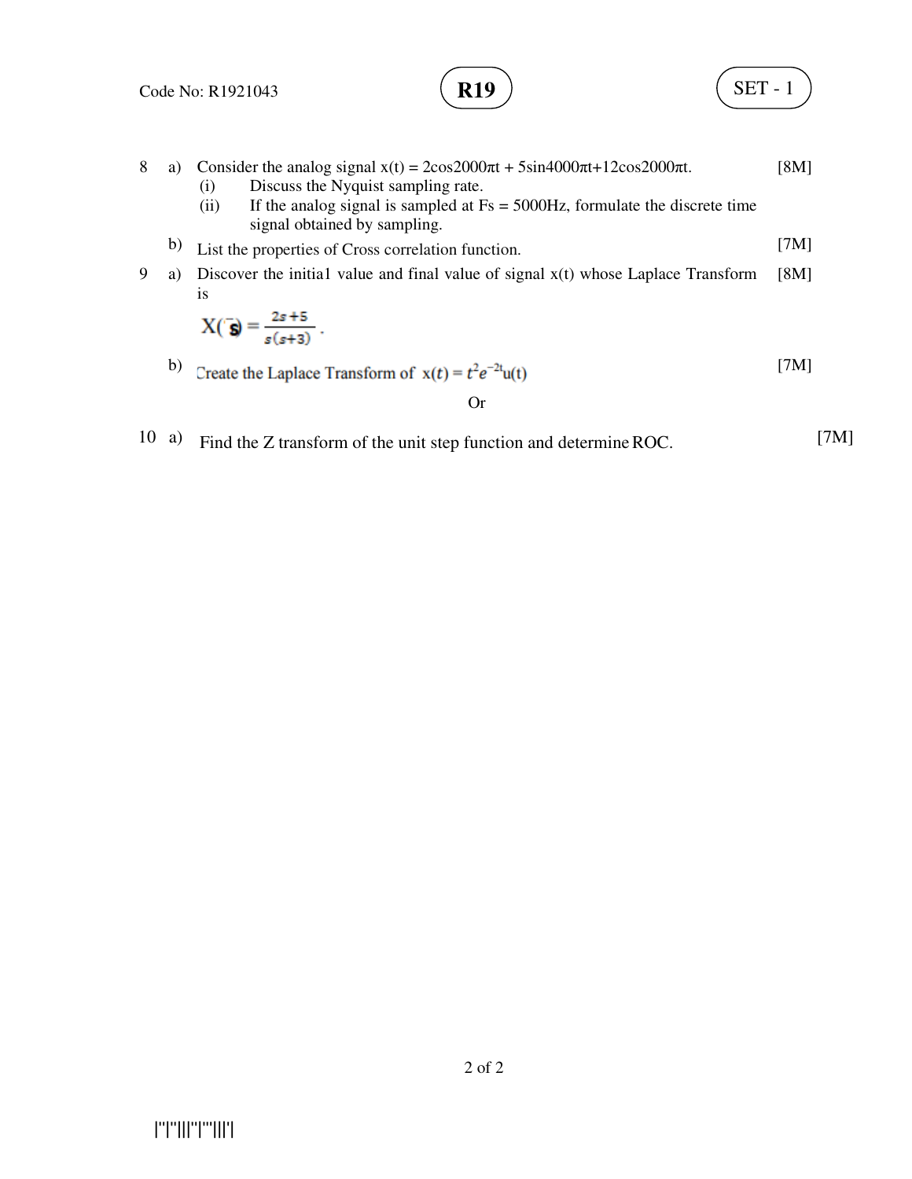8 a) Consider the analog signal $x(t) = 2\cos 2000\pi t + 5\sin 4000\pi t + 12\cos 2000\pi t$. [8M]

(i) Discuss the Nyquist sampling rate.

(ii) If the analog signal is sampled at $F_s = 5000\text{Hz}$, formulate the discrete time signal obtained by sampling.

b) List the properties of Cross correlation function. [7M]

9 a) Discover the initia1 value and final value of signal x(t) whose Laplace Transform is [8M]

$$X(s) = \frac{2s+5}{s(s+3)}.$$

b) Create the Laplace Transform of $x(t) = t^2 e^{-2t} u(t)$ [7M]

Or

10 a) Find the Z transform of the unit step function and determine ROC. [7M]